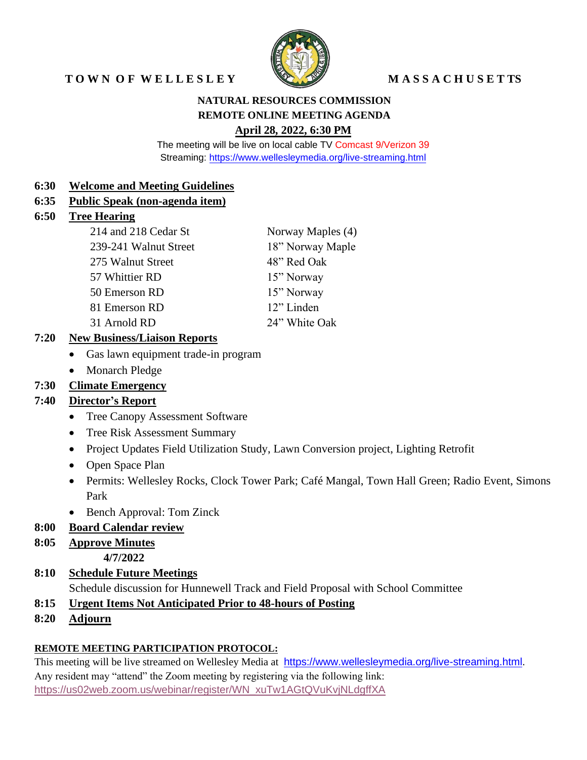**TOWN OF WELLESLEY** **MASSACHUSETTS**

# NATURAL RESOURCES COMMISSION
## REMOTE ONLINE MEETING AGENDA
## April 28, 2022, 6:30 PM

The meeting will be live on local cable TV Comcast 9/Verizon 39
Streaming: https://www.wellesleymedia.org/live-streaming.html

**6:30 Welcome and Meeting Guidelines**

**6:35 Public Speak (non-agenda item)**

**6:50 Tree Hearing**

| | |
|---|---|
| 214 and 218 Cedar St | Norway Maples (4) |
| 239-241 Walnut Street | 18" Norway Maple |
| 275 Walnut Street | 48" Red Oak |
| 57 Whittier RD | 15" Norway |
| 50 Emerson RD | 15" Norway |
| 81 Emerson RD | 12" Linden |
| 31 Arnold RD | 24" White Oak |

**7:20 New Business/Liaison Reports**

- Gas lawn equipment trade-in program
- Monarch Pledge

**7:30 Climate Emergency**

**7:40 Director's Report**

- Tree Canopy Assessment Software
- Tree Risk Assessment Summary
- Project Updates Field Utilization Study, Lawn Conversion project, Lighting Retrofit
- Open Space Plan
- Permits: Wellesley Rocks, Clock Tower Park; Café Mangal, Town Hall Green; Radio Event, Simons Park
- Bench Approval: Tom Zinck

**8:00 Board Calendar review**

**8:05 Approve Minutes**

**4/7/2022**

**8:10 Schedule Future Meetings**

Schedule discussion for Hunnewell Track and Field Proposal with School Committee

**8:15 Urgent Items Not Anticipated Prior to 48-hours of Posting**

**8:20 Adjourn**

**REMOTE MEETING PARTICIPATION PROTOCOL:**

This meeting will be live streamed on Wellesley Media at https://www.wellesleymedia.org/live-streaming.html. Any resident may "attend" the Zoom meeting by registering via the following link:
https://us02web.zoom.us/webinar/register/WN_xuTw1AGtQVuKvjNLdgffXA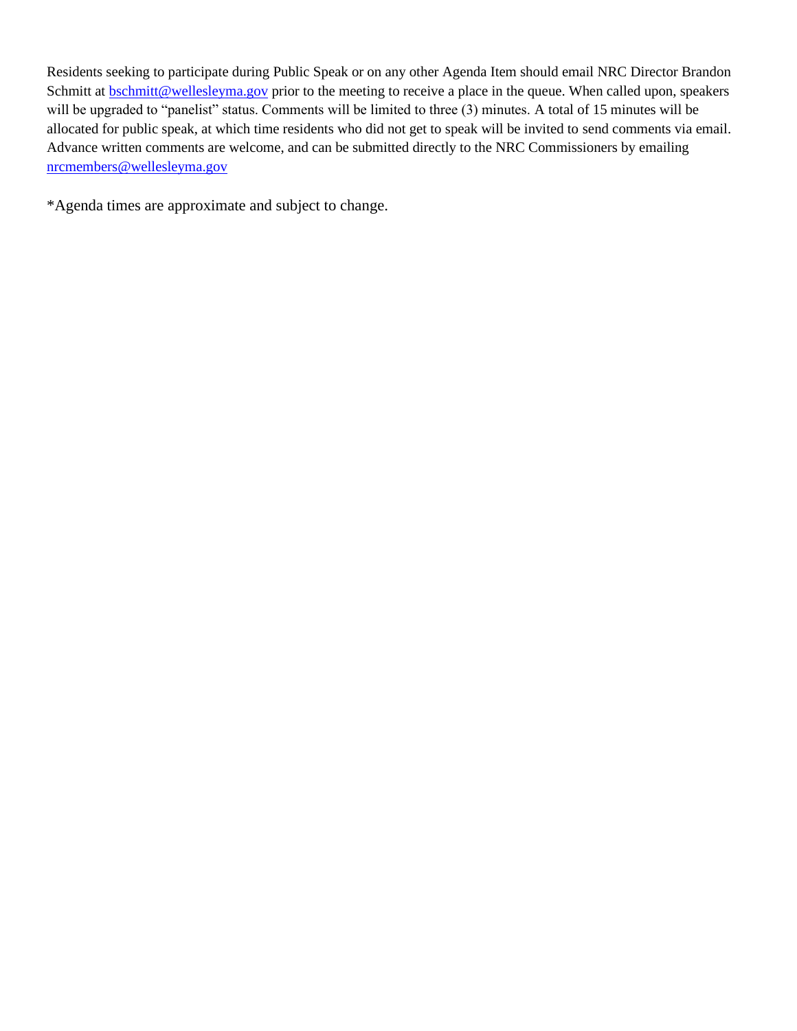Residents seeking to participate during Public Speak or on any other Agenda Item should email NRC Director Brandon Schmitt at [bschmitt@wellesleyma.gov](mailto:bschmitt@wellesleyma.gov) prior to the meeting to receive a place in the queue. When called upon, speakers will be upgraded to "panelist" status. Comments will be limited to three (3) minutes. A total of 15 minutes will be allocated for public speak, at which time residents who did not get to speak will be invited to send comments via email. Advance written comments are welcome, and can be submitted directly to the NRC Commissioners by emailing [nrcmembers@wellesleyma.gov](mailto:nrcmembers@wellesleyma.gov)

*Agenda times are approximate and subject to change.